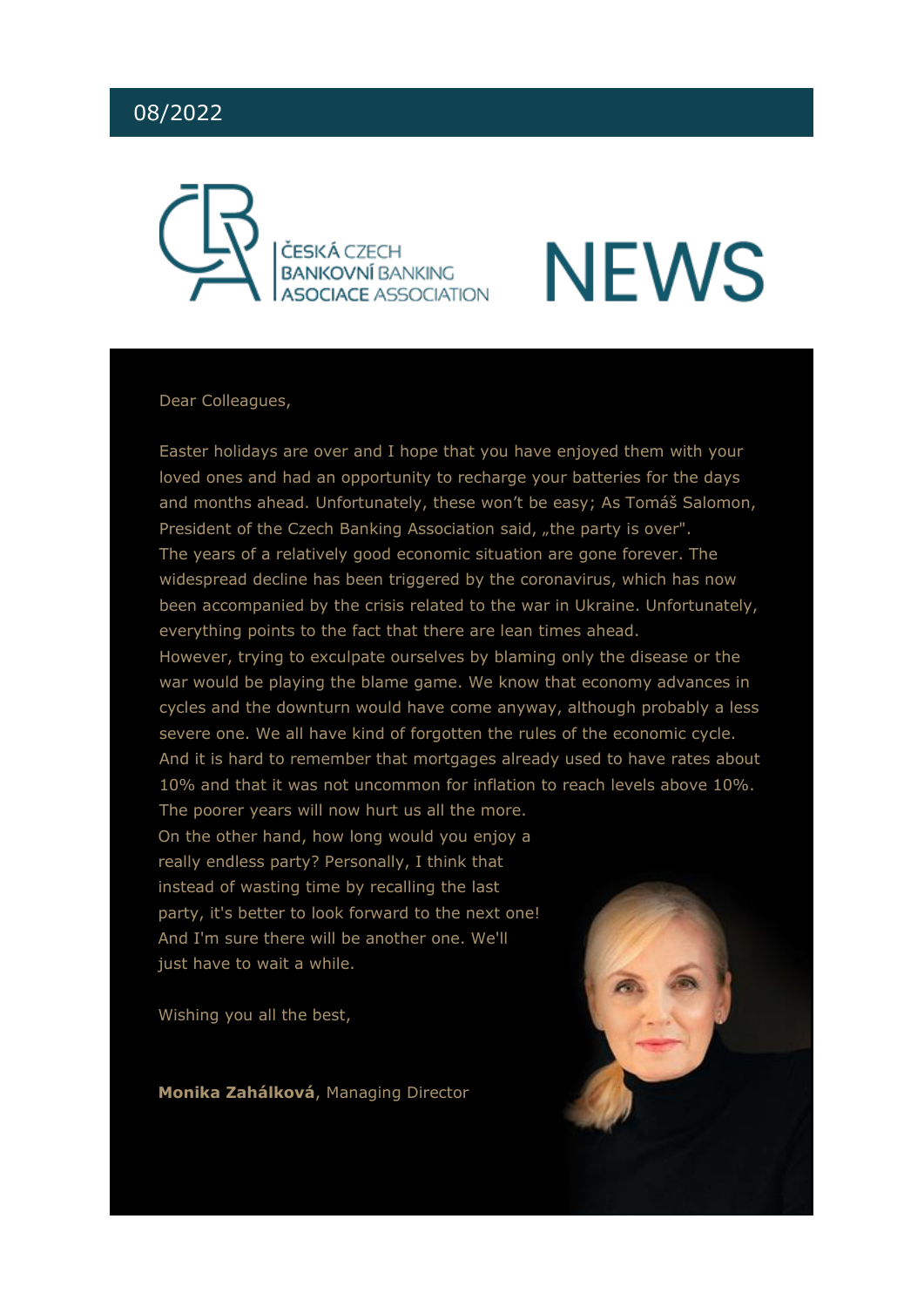08/2022

ČESKÁ BANKOVNÍ ASOCIACE CZECH BANKING ASSOCIATION

# NEWS

Dear Colleagues,

Easter holidays are over and I hope that you have enjoyed them with your loved ones and had an opportunity to recharge your batteries for the days and months ahead. Unfortunately, these won't be easy; As Tomáš Salomon, President of the Czech Banking Association said, „the party is over".
The years of a relatively good economic situation are gone forever. The widespread decline has been triggered by the coronavirus, which has now been accompanied by the crisis related to the war in Ukraine. Unfortunately, everything points to the fact that there are lean times ahead.
However, trying to exculpate ourselves by blaming only the disease or the war would be playing the blame game. We know that economy advances in cycles and the downturn would have come anyway, although probably a less severe one. We all have kind of forgotten the rules of the economic cycle. And it is hard to remember that mortgages already used to have rates about 10% and that it was not uncommon for inflation to reach levels above 10%. The poorer years will now hurt us all the more.
On the other hand, how long would you enjoy a really endless party? Personally, I think that instead of wasting time by recalling the last party, it's better to look forward to the next one! And I'm sure there will be another one. We'll just have to wait a while.

Wishing you all the best,

**Monika Zahálková**, Managing Director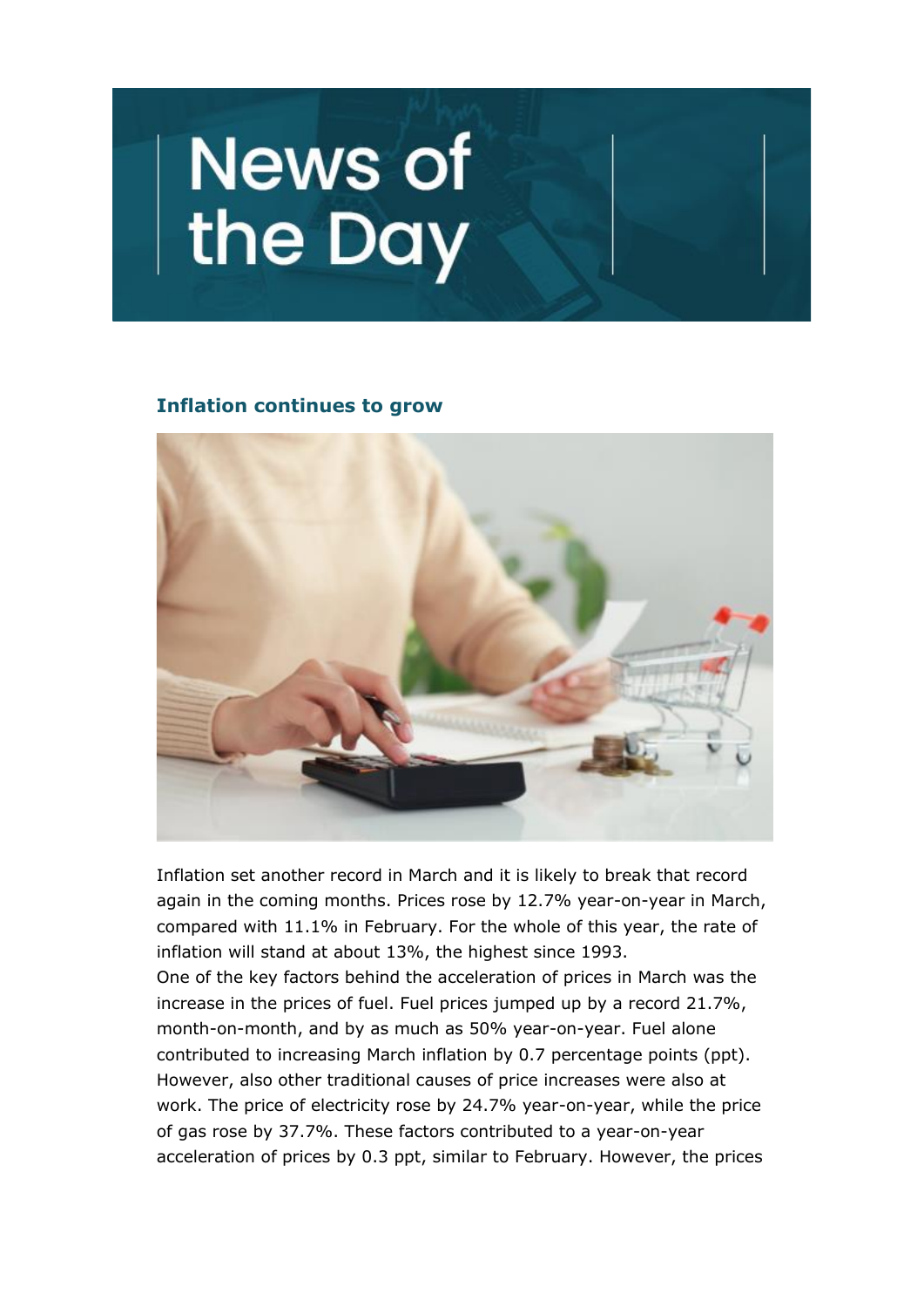# News of the Day

## Inflation continues to grow

Inflation set another record in March and it is likely to break that record again in the coming months. Prices rose by 12.7% year-on-year in March, compared with 11.1% in February. For the whole of this year, the rate of inflation will stand at about 13%, the highest since 1993.
One of the key factors behind the acceleration of prices in March was the increase in the prices of fuel. Fuel prices jumped up by a record 21.7%, month-on-month, and by as much as 50% year-on-year. Fuel alone contributed to increasing March inflation by 0.7 percentage points (ppt). However, also other traditional causes of price increases were also at work. The price of electricity rose by 24.7% year-on-year, while the price of gas rose by 37.7%. These factors contributed to a year-on-year acceleration of prices by 0.3 ppt, similar to February. However, the prices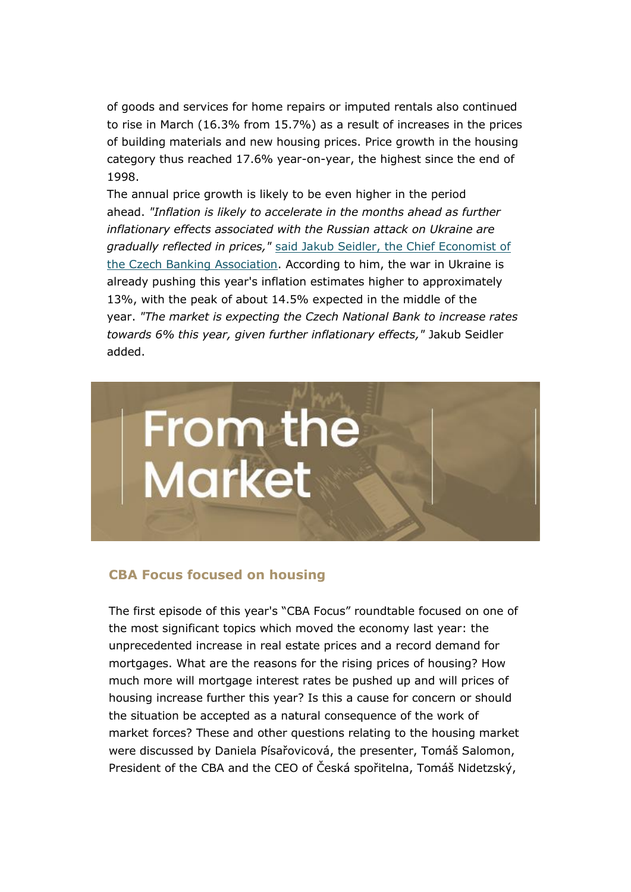of goods and services for home repairs or imputed rentals also continued to rise in March (16.3% from 15.7%) as a result of increases in the prices of building materials and new housing prices. Price growth in the housing category thus reached 17.6% year-on-year, the highest since the end of 1998.

The annual price growth is likely to be even higher in the period ahead. *"Inflation is likely to accelerate in the months ahead as further inflationary effects associated with the Russian attack on Ukraine are gradually reflected in prices,"* said Jakub Seidler, the Chief Economist of the Czech Banking Association. According to him, the war in Ukraine is already pushing this year's inflation estimates higher to approximately 13%, with the peak of about 14.5% expected in the middle of the year. *"The market is expecting the Czech National Bank to increase rates towards 6% this year, given further inflationary effects,"* Jakub Seidler added.

# From the Market

### CBA Focus focused on housing

The first episode of this year's "CBA Focus" roundtable focused on one of the most significant topics which moved the economy last year: the unprecedented increase in real estate prices and a record demand for mortgages. What are the reasons for the rising prices of housing? How much more will mortgage interest rates be pushed up and will prices of housing increase further this year? Is this a cause for concern or should the situation be accepted as a natural consequence of the work of market forces? These and other questions relating to the housing market were discussed by Daniela Písařovicová, the presenter, Tomáš Salomon, President of the CBA and the CEO of Česká spořitelna, Tomáš Nidetzský,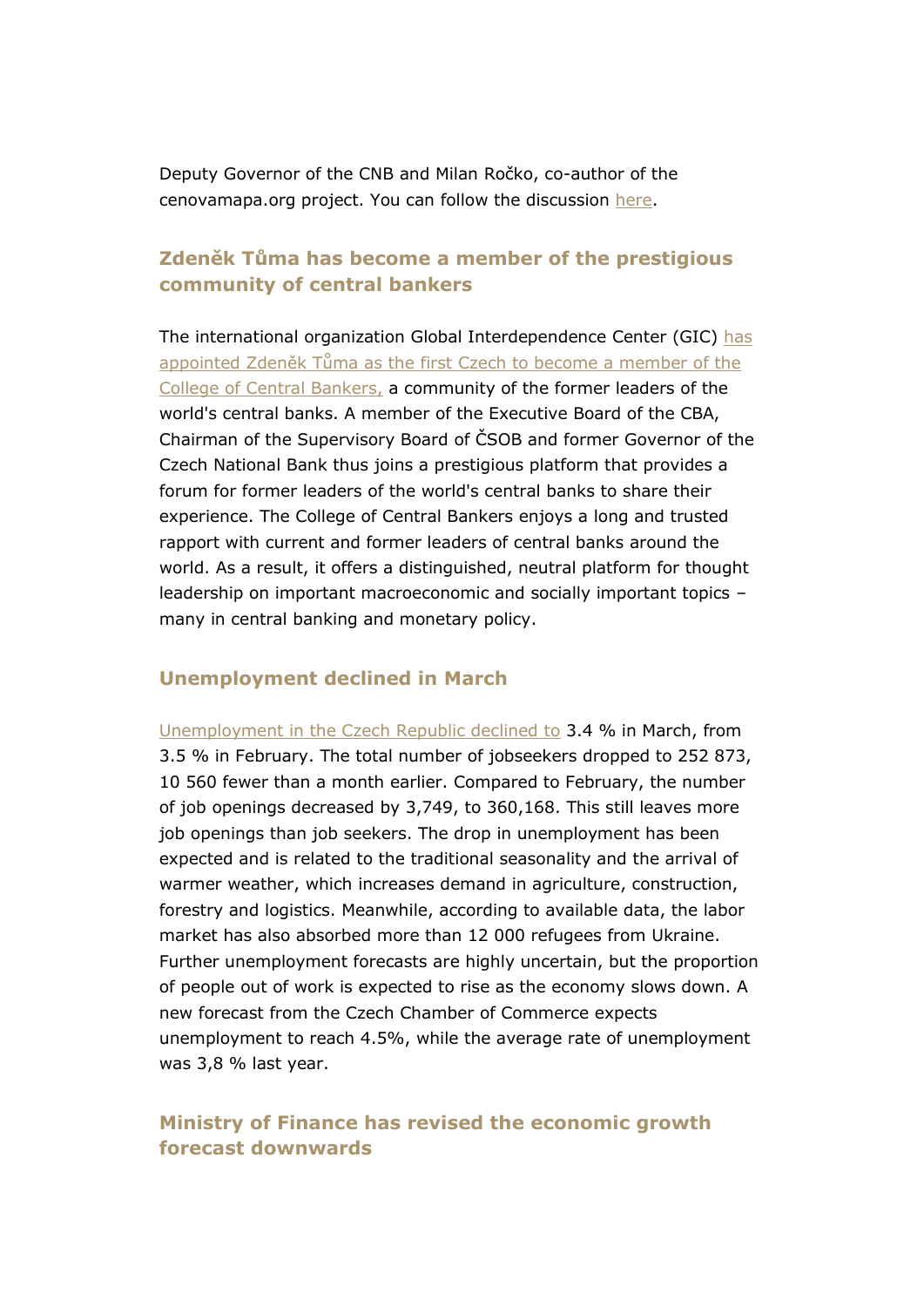Deputy Governor of the CNB and Milan Ročko, co-author of the cenovamapa.org project. You can follow the discussion here.

## Zdeněk Tůma has become a member of the prestigious community of central bankers

The international organization Global Interdependence Center (GIC) has appointed Zdeněk Tůma as the first Czech to become a member of the College of Central Bankers, a community of the former leaders of the world's central banks. A member of the Executive Board of the CBA, Chairman of the Supervisory Board of ČSOB and former Governor of the Czech National Bank thus joins a prestigious platform that provides a forum for former leaders of the world's central banks to share their experience. The College of Central Bankers enjoys a long and trusted rapport with current and former leaders of central banks around the world. As a result, it offers a distinguished, neutral platform for thought leadership on important macroeconomic and socially important topics – many in central banking and monetary policy.

## Unemployment declined in March

Unemployment in the Czech Republic declined to 3.4 % in March, from 3.5 % in February. The total number of jobseekers dropped to 252 873, 10 560 fewer than a month earlier. Compared to February, the number of job openings decreased by 3,749, to 360,168. This still leaves more job openings than job seekers. The drop in unemployment has been expected and is related to the traditional seasonality and the arrival of warmer weather, which increases demand in agriculture, construction, forestry and logistics. Meanwhile, according to available data, the labor market has also absorbed more than 12 000 refugees from Ukraine. Further unemployment forecasts are highly uncertain, but the proportion of people out of work is expected to rise as the economy slows down. A new forecast from the Czech Chamber of Commerce expects unemployment to reach 4.5%, while the average rate of unemployment was 3,8 % last year.

## Ministry of Finance has revised the economic growth forecast downwards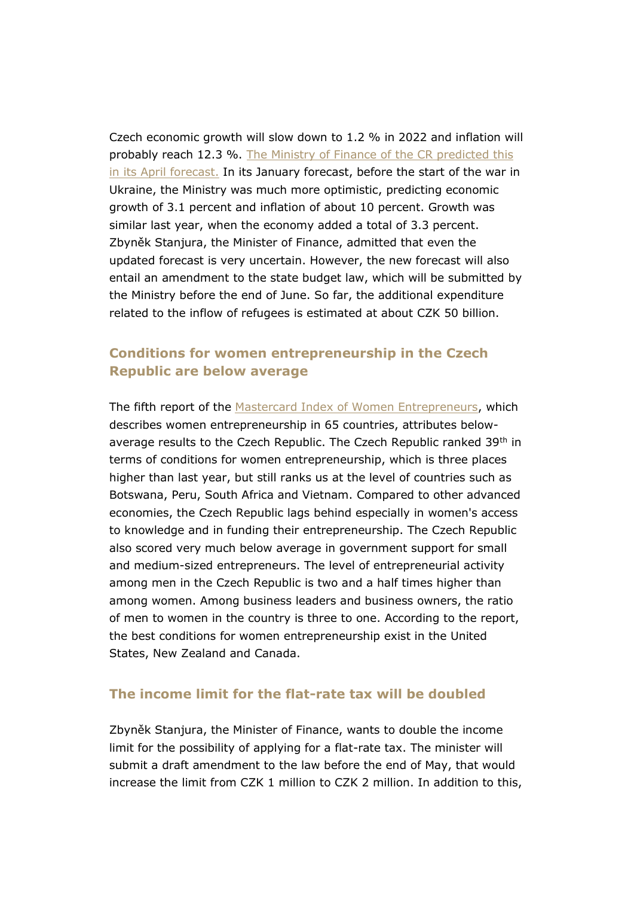Czech economic growth will slow down to 1.2 % in 2022 and inflation will probably reach 12.3 %. The Ministry of Finance of the CR predicted this in its April forecast. In its January forecast, before the start of the war in Ukraine, the Ministry was much more optimistic, predicting economic growth of 3.1 percent and inflation of about 10 percent. Growth was similar last year, when the economy added a total of 3.3 percent. Zbyněk Stanjura, the Minister of Finance, admitted that even the updated forecast is very uncertain. However, the new forecast will also entail an amendment to the state budget law, which will be submitted by the Ministry before the end of June. So far, the additional expenditure related to the inflow of refugees is estimated at about CZK 50 billion.

## Conditions for women entrepreneurship in the Czech Republic are below average

The fifth report of the Mastercard Index of Women Entrepreneurs, which describes women entrepreneurship in 65 countries, attributes below-average results to the Czech Republic. The Czech Republic ranked 39th in terms of conditions for women entrepreneurship, which is three places higher than last year, but still ranks us at the level of countries such as Botswana, Peru, South Africa and Vietnam. Compared to other advanced economies, the Czech Republic lags behind especially in women's access to knowledge and in funding their entrepreneurship. The Czech Republic also scored very much below average in government support for small and medium-sized entrepreneurs. The level of entrepreneurial activity among men in the Czech Republic is two and a half times higher than among women. Among business leaders and business owners, the ratio of men to women in the country is three to one. According to the report, the best conditions for women entrepreneurship exist in the United States, New Zealand and Canada.

## The income limit for the flat-rate tax will be doubled

Zbyněk Stanjura, the Minister of Finance, wants to double the income limit for the possibility of applying for a flat-rate tax. The minister will submit a draft amendment to the law before the end of May, that would increase the limit from CZK 1 million to CZK 2 million. In addition to this,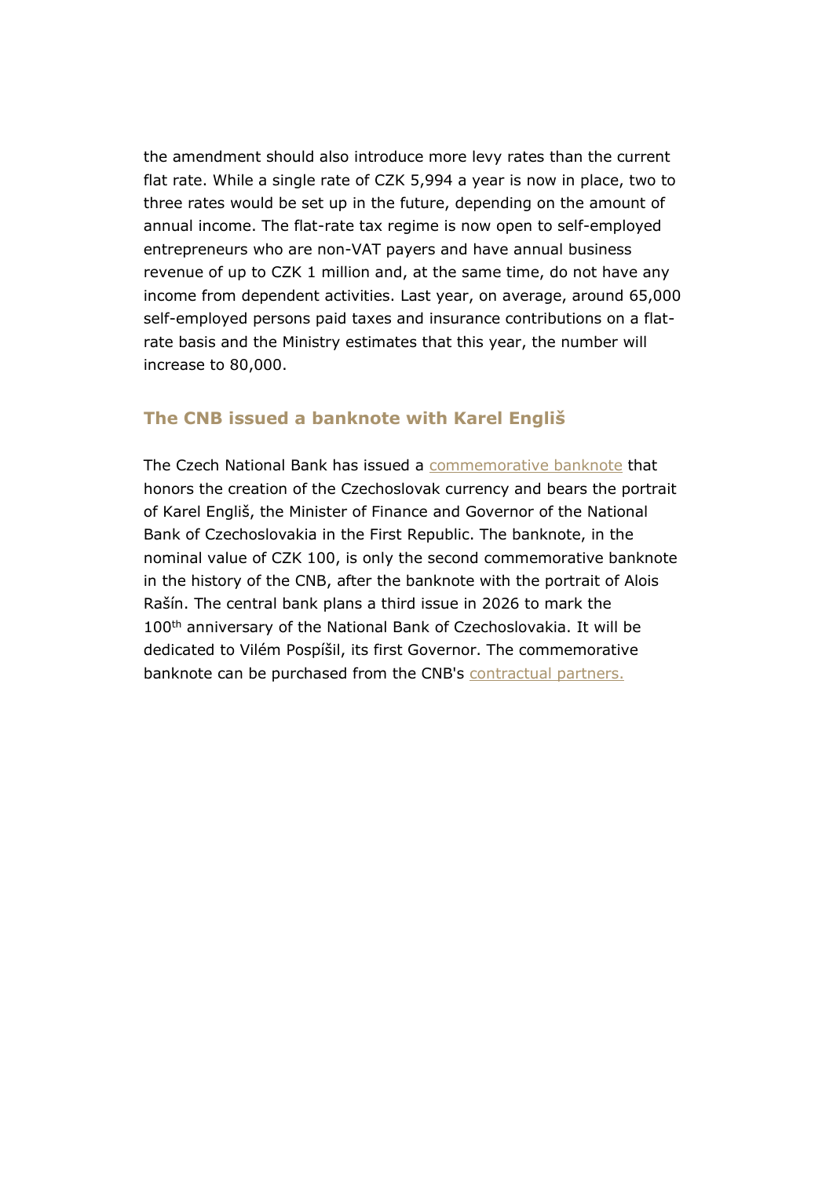the amendment should also introduce more levy rates than the current flat rate. While a single rate of CZK 5,994 a year is now in place, two to three rates would be set up in the future, depending on the amount of annual income. The flat-rate tax regime is now open to self-employed entrepreneurs who are non-VAT payers and have annual business revenue of up to CZK 1 million and, at the same time, do not have any income from dependent activities. Last year, on average, around 65,000 self-employed persons paid taxes and insurance contributions on a flat-rate basis and the Ministry estimates that this year, the number will increase to 80,000.

## The CNB issued a banknote with Karel Engliš

The Czech National Bank has issued a commemorative banknote that honors the creation of the Czechoslovak currency and bears the portrait of Karel Engliš, the Minister of Finance and Governor of the National Bank of Czechoslovakia in the First Republic. The banknote, in the nominal value of CZK 100, is only the second commemorative banknote in the history of the CNB, after the banknote with the portrait of Alois Rašín. The central bank plans a third issue in 2026 to mark the 100th anniversary of the National Bank of Czechoslovakia. It will be dedicated to Vilém Pospíšil, its first Governor. The commemorative banknote can be purchased from the CNB's contractual partners.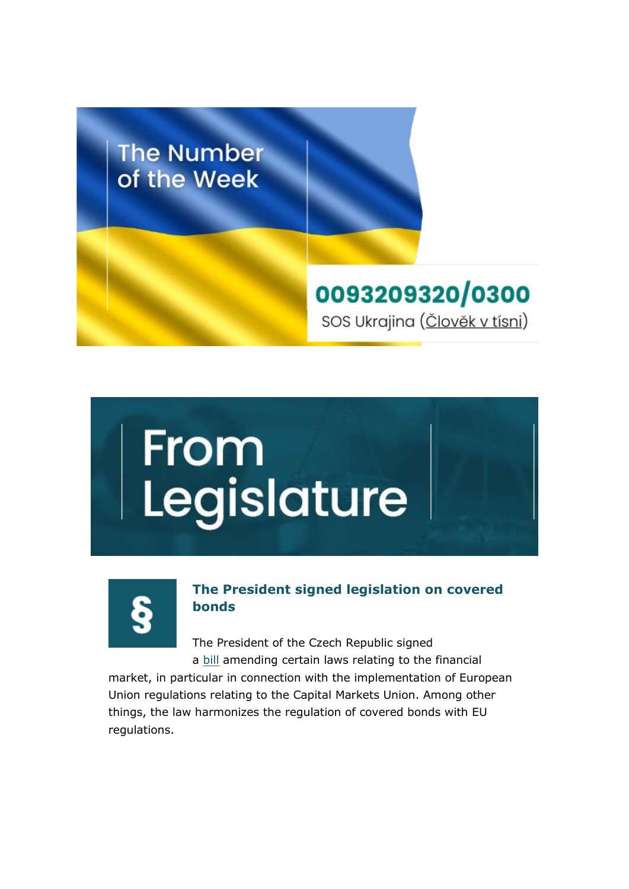## The Number of the Week

**0093209320/0300**

SOS Ukrajina (Člověk v tísni)

# From Legislature

§

### The President signed legislation on covered bonds

The President of the Czech Republic signed a bill amending certain laws relating to the financial market, in particular in connection with the implementation of European Union regulations relating to the Capital Markets Union. Among other things, the law harmonizes the regulation of covered bonds with EU regulations.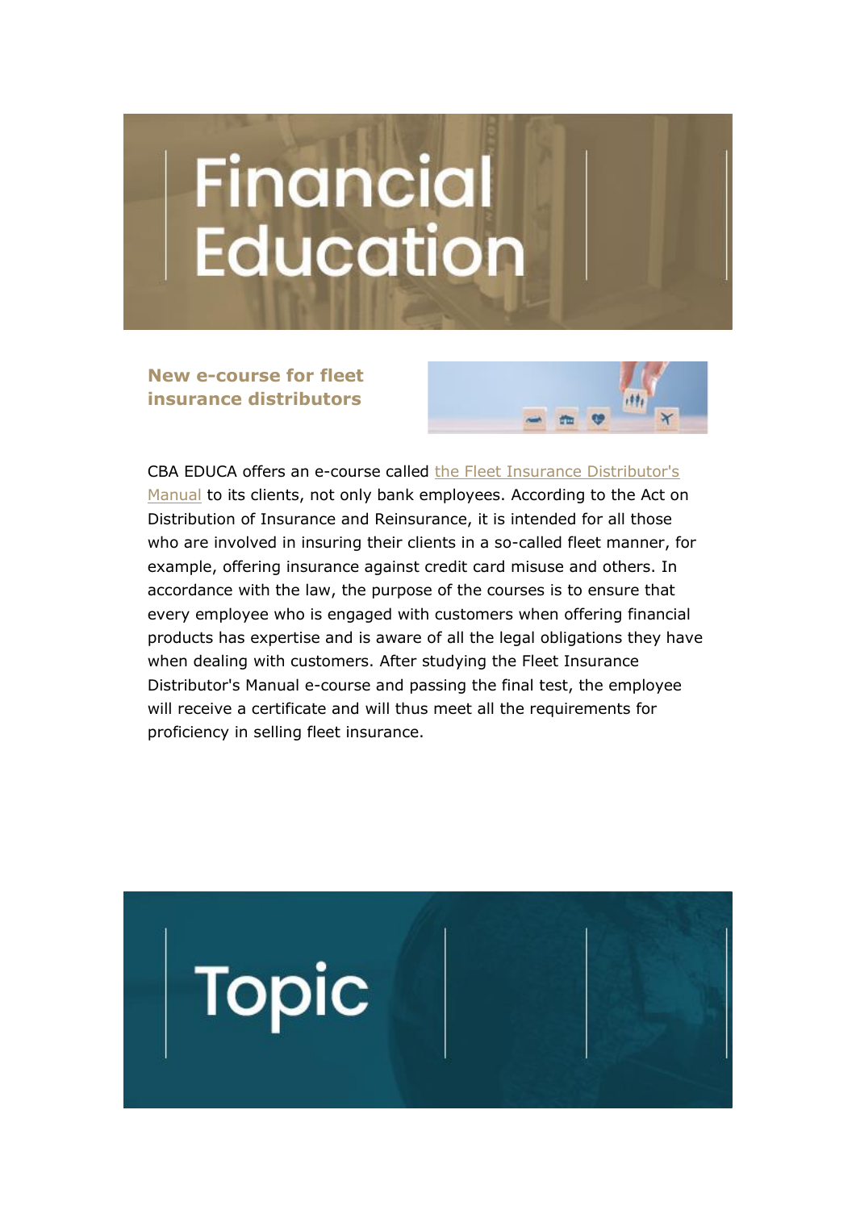# Financial Education

### New e-course for fleet insurance distributors

CBA EDUCA offers an e-course called the Fleet Insurance Distributor's Manual to its clients, not only bank employees. According to the Act on Distribution of Insurance and Reinsurance, it is intended for all those who are involved in insuring their clients in a so-called fleet manner, for example, offering insurance against credit card misuse and others. In accordance with the law, the purpose of the courses is to ensure that every employee who is engaged with customers when offering financial products has expertise and is aware of all the legal obligations they have when dealing with customers. After studying the Fleet Insurance Distributor's Manual e-course and passing the final test, the employee will receive a certificate and will thus meet all the requirements for proficiency in selling fleet insurance.

# Topic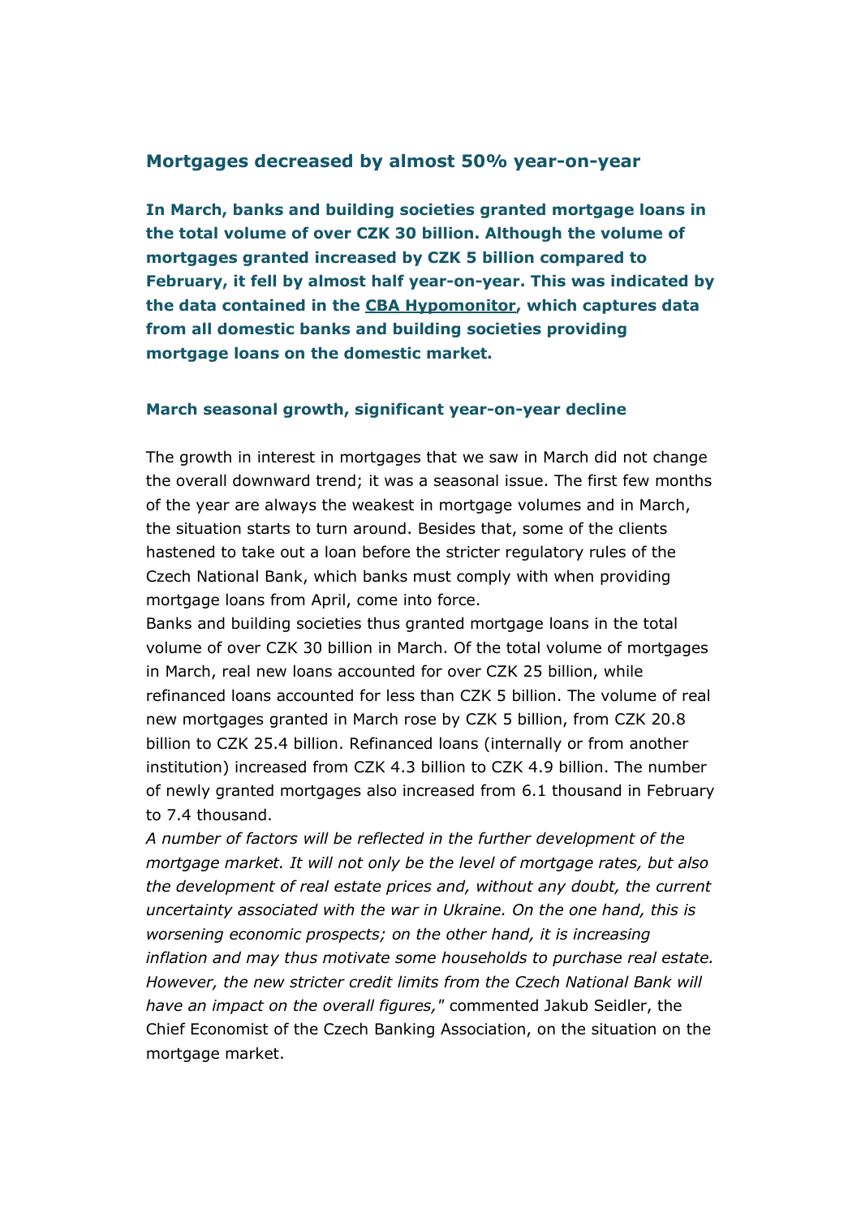## Mortgages decreased by almost 50% year-on-year

**In March, banks and building societies granted mortgage loans in the total volume of over CZK 30 billion. Although the volume of mortgages granted increased by CZK 5 billion compared to February, it fell by almost half year-on-year. This was indicated by the data contained in the CBA Hypomonitor, which captures data from all domestic banks and building societies providing mortgage loans on the domestic market.**

### March seasonal growth, significant year-on-year decline

The growth in interest in mortgages that we saw in March did not change the overall downward trend; it was a seasonal issue. The first few months of the year are always the weakest in mortgage volumes and in March, the situation starts to turn around. Besides that, some of the clients hastened to take out a loan before the stricter regulatory rules of the Czech National Bank, which banks must comply with when providing mortgage loans from April, come into force.

Banks and building societies thus granted mortgage loans in the total volume of over CZK 30 billion in March. Of the total volume of mortgages in March, real new loans accounted for over CZK 25 billion, while refinanced loans accounted for less than CZK 5 billion. The volume of real new mortgages granted in March rose by CZK 5 billion, from CZK 20.8 billion to CZK 25.4 billion. Refinanced loans (internally or from another institution) increased from CZK 4.3 billion to CZK 4.9 billion. The number of newly granted mortgages also increased from 6.1 thousand in February to 7.4 thousand.

*A number of factors will be reflected in the further development of the mortgage market. It will not only be the level of mortgage rates, but also the development of real estate prices and, without any doubt, the current uncertainty associated with the war in Ukraine. On the one hand, this is worsening economic prospects; on the other hand, it is increasing inflation and may thus motivate some households to purchase real estate. However, the new stricter credit limits from the Czech National Bank will have an impact on the overall figures,"* commented Jakub Seidler, the Chief Economist of the Czech Banking Association, on the situation on the mortgage market.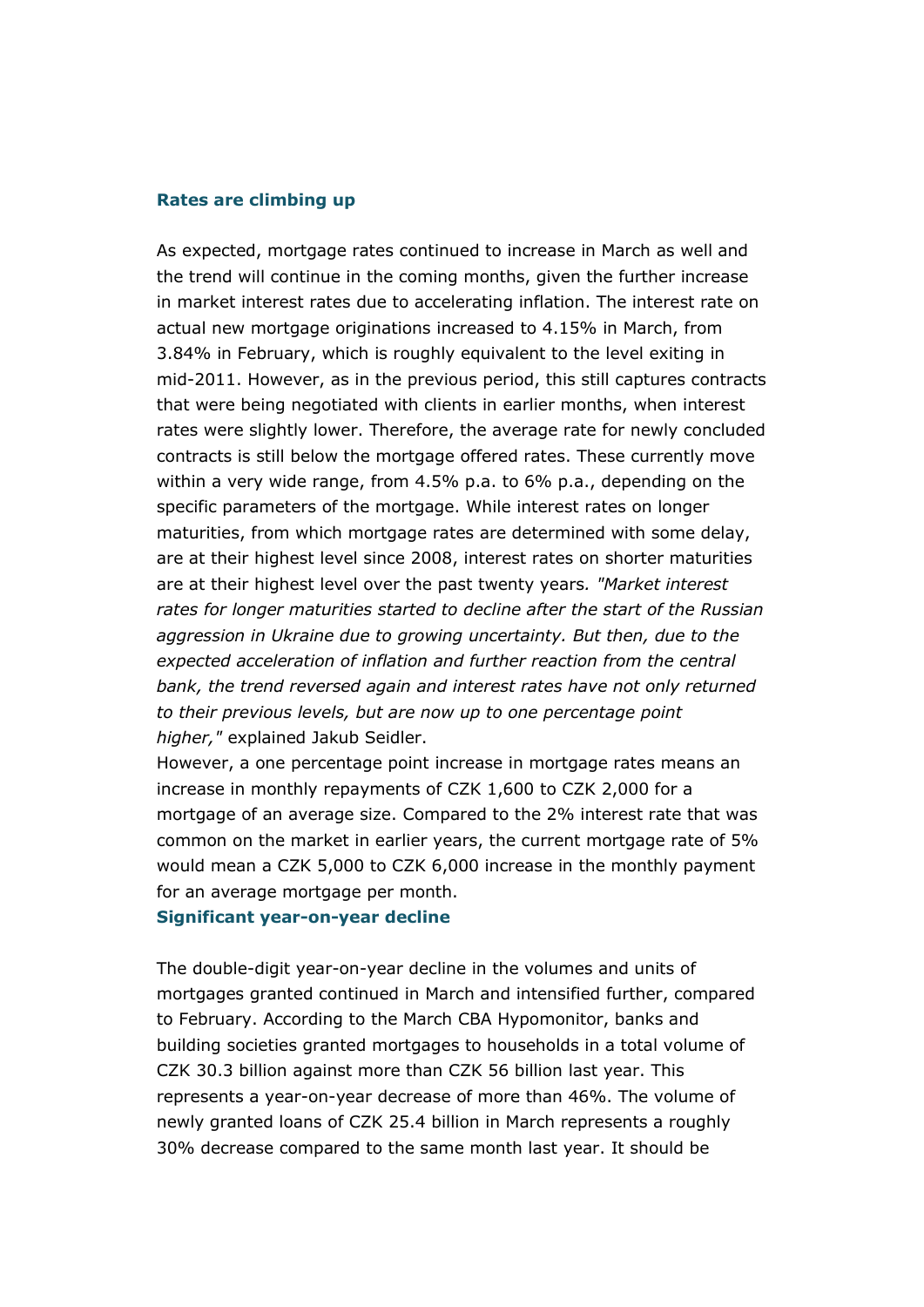## Rates are climbing up

As expected, mortgage rates continued to increase in March as well and the trend will continue in the coming months, given the further increase in market interest rates due to accelerating inflation. The interest rate on actual new mortgage originations increased to 4.15% in March, from 3.84% in February, which is roughly equivalent to the level exiting in mid-2011. However, as in the previous period, this still captures contracts that were being negotiated with clients in earlier months, when interest rates were slightly lower. Therefore, the average rate for newly concluded contracts is still below the mortgage offered rates. These currently move within a very wide range, from 4.5% p.a. to 6% p.a., depending on the specific parameters of the mortgage. While interest rates on longer maturities, from which mortgage rates are determined with some delay, are at their highest level since 2008, interest rates on shorter maturities are at their highest level over the past twenty years. *"Market interest rates for longer maturities started to decline after the start of the Russian aggression in Ukraine due to growing uncertainty. But then, due to the expected acceleration of inflation and further reaction from the central bank, the trend reversed again and interest rates have not only returned to their previous levels, but are now up to one percentage point higher,"* explained Jakub Seidler.

However, a one percentage point increase in mortgage rates means an increase in monthly repayments of CZK 1,600 to CZK 2,000 for a mortgage of an average size. Compared to the 2% interest rate that was common on the market in earlier years, the current mortgage rate of 5% would mean a CZK 5,000 to CZK 6,000 increase in the monthly payment for an average mortgage per month.

## Significant year-on-year decline

The double-digit year-on-year decline in the volumes and units of mortgages granted continued in March and intensified further, compared to February. According to the March CBA Hypomonitor, banks and building societies granted mortgages to households in a total volume of CZK 30.3 billion against more than CZK 56 billion last year. This represents a year-on-year decrease of more than 46%. The volume of newly granted loans of CZK 25.4 billion in March represents a roughly 30% decrease compared to the same month last year. It should be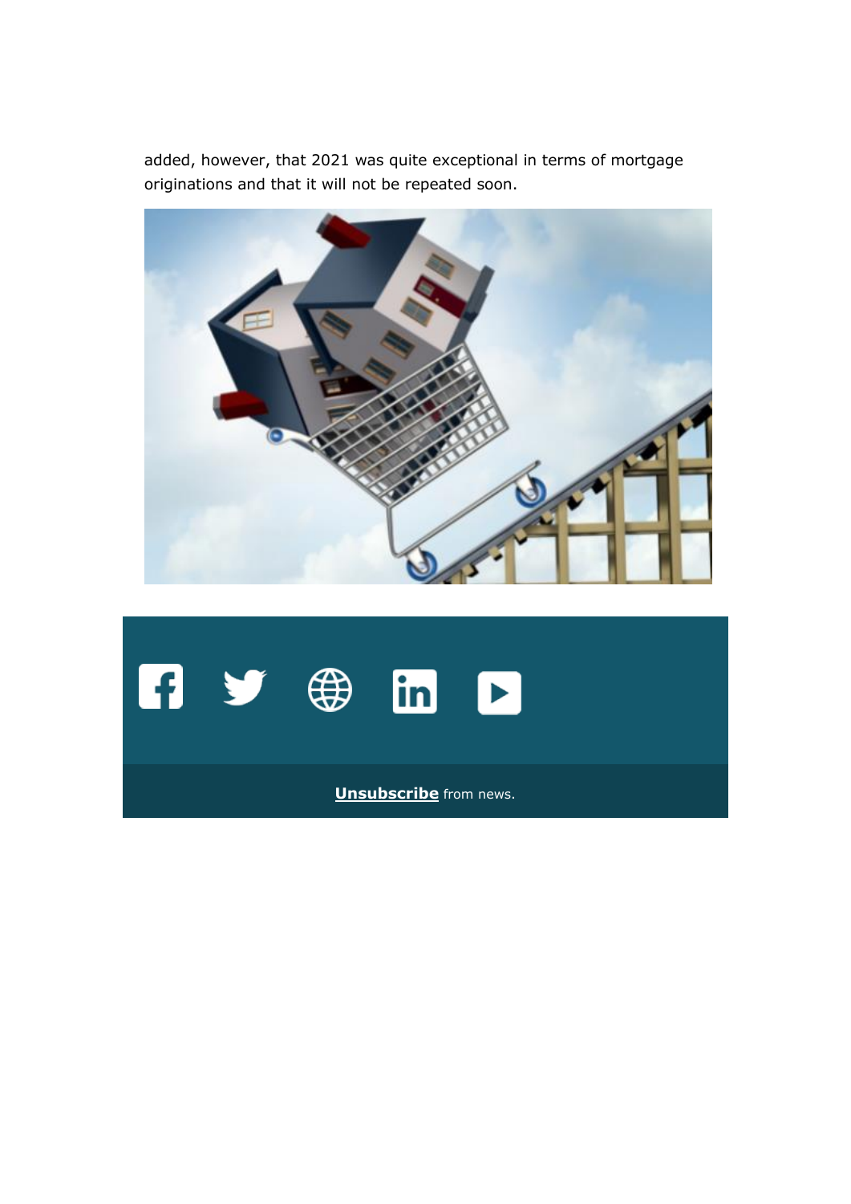added, however, that 2021 was quite exceptional in terms of mortgage originations and that it will not be repeated soon.

**Unsubscribe** from news.